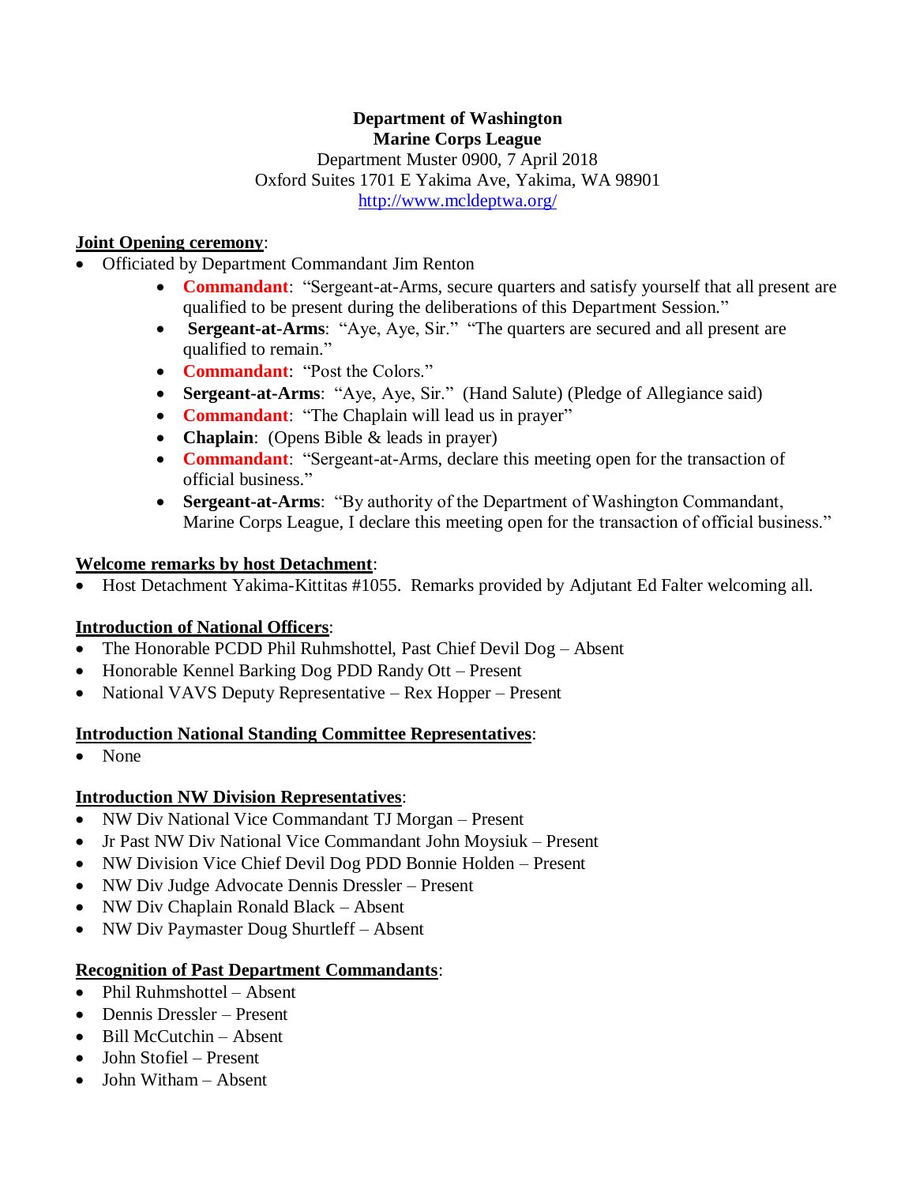**Department of Washington**
**Marine Corps League**
Department Muster 0900, 7 April 2018
Oxford Suites 1701 E Yakima Ave, Yakima, WA 98901
http://www.mcldeptwa.org/

**Joint Opening ceremony**:

- Officiated by Department Commandant Jim Renton
    - **Commandant**: "Sergeant-at-Arms, secure quarters and satisfy yourself that all present are qualified to be present during the deliberations of this Department Session."
    - **Sergeant-at-Arms**: "Aye, Aye, Sir." "The quarters are secured and all present are qualified to remain."
    - **Commandant**: "Post the Colors."
    - **Sergeant-at-Arms**: "Aye, Aye, Sir." (Hand Salute) (Pledge of Allegiance said)
    - **Commandant**: "The Chaplain will lead us in prayer"
    - **Chaplain**: (Opens Bible & leads in prayer)
    - **Commandant**: "Sergeant-at-Arms, declare this meeting open for the transaction of official business."
    - **Sergeant-at-Arms**: "By authority of the Department of Washington Commandant, Marine Corps League, I declare this meeting open for the transaction of official business."

**Welcome remarks by host Detachment**:

- Host Detachment Yakima-Kittitas #1055. Remarks provided by Adjutant Ed Falter welcoming all.

**Introduction of National Officers**:

- The Honorable PCDD Phil Ruhmshottel, Past Chief Devil Dog – Absent
- Honorable Kennel Barking Dog PDD Randy Ott – Present
- National VAVS Deputy Representative – Rex Hopper – Present

**Introduction National Standing Committee Representatives**:

- None

**Introduction NW Division Representatives**:

- NW Div National Vice Commandant TJ Morgan – Present
- Jr Past NW Div National Vice Commandant John Moysiuk – Present
- NW Division Vice Chief Devil Dog PDD Bonnie Holden – Present
- NW Div Judge Advocate Dennis Dressler – Present
- NW Div Chaplain Ronald Black – Absent
- NW Div Paymaster Doug Shurtleff – Absent

**Recognition of Past Department Commandants**:

- Phil Ruhmshottel – Absent
- Dennis Dressler – Present
- Bill McCutchin – Absent
- John Stofiel – Present
- John Witham – Absent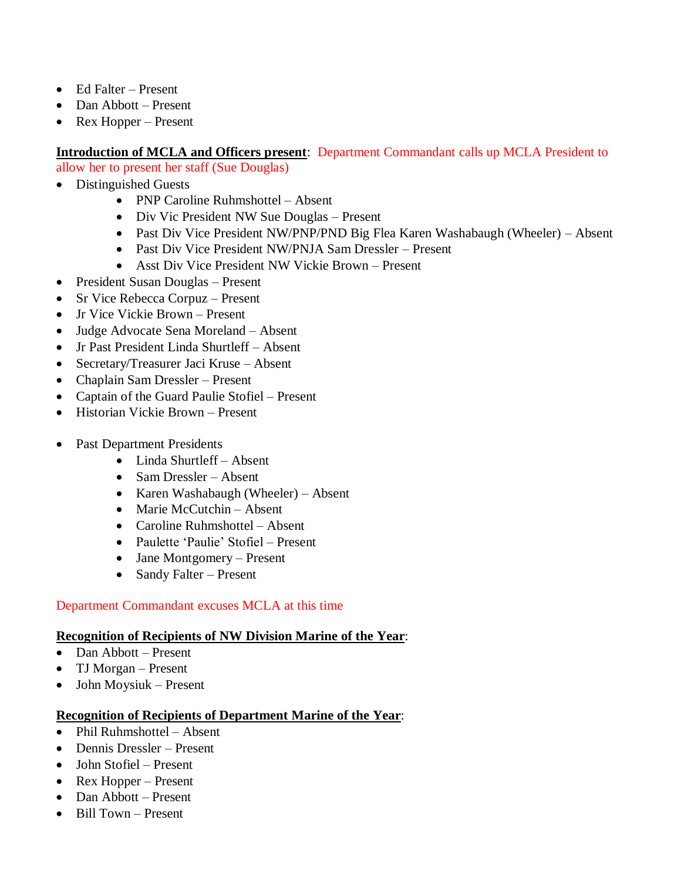- Ed Falter – Present
- Dan Abbott – Present
- Rex Hopper – Present

**Introduction of MCLA and Officers present**: Department Commandant calls up MCLA President to allow her to present her staff (Sue Douglas)

- Distinguished Guests
    - PNP Caroline Ruhmshottel – Absent
    - Div Vic President NW Sue Douglas – Present
    - Past Div Vice President NW/PNP/PND Big Flea Karen Washabaugh (Wheeler) – Absent
    - Past Div Vice President NW/PNJA Sam Dressler – Present
    - Asst Div Vice President NW Vickie Brown – Present
- President Susan Douglas – Present
- Sr Vice Rebecca Corpuz – Present
- Jr Vice Vickie Brown – Present
- Judge Advocate Sena Moreland – Absent
- Jr Past President Linda Shurtleff – Absent
- Secretary/Treasurer Jaci Kruse – Absent
- Chaplain Sam Dressler – Present
- Captain of the Guard Paulie Stofiel – Present
- Historian Vickie Brown – Present

- Past Department Presidents
    - Linda Shurtleff – Absent
    - Sam Dressler – Absent
    - Karen Washabaugh (Wheeler) – Absent
    - Marie McCutchin – Absent
    - Caroline Ruhmshottel – Absent
    - Paulette 'Paulie' Stofiel – Present
    - Jane Montgomery – Present
    - Sandy Falter – Present

Department Commandant excuses MCLA at this time

**Recognition of Recipients of NW Division Marine of the Year**:

- Dan Abbott – Present
- TJ Morgan – Present
- John Moysiuk – Present

**Recognition of Recipients of Department Marine of the Year**:

- Phil Ruhmshottel – Absent
- Dennis Dressler – Present
- John Stofiel – Present
- Rex Hopper – Present
- Dan Abbott – Present
- Bill Town – Present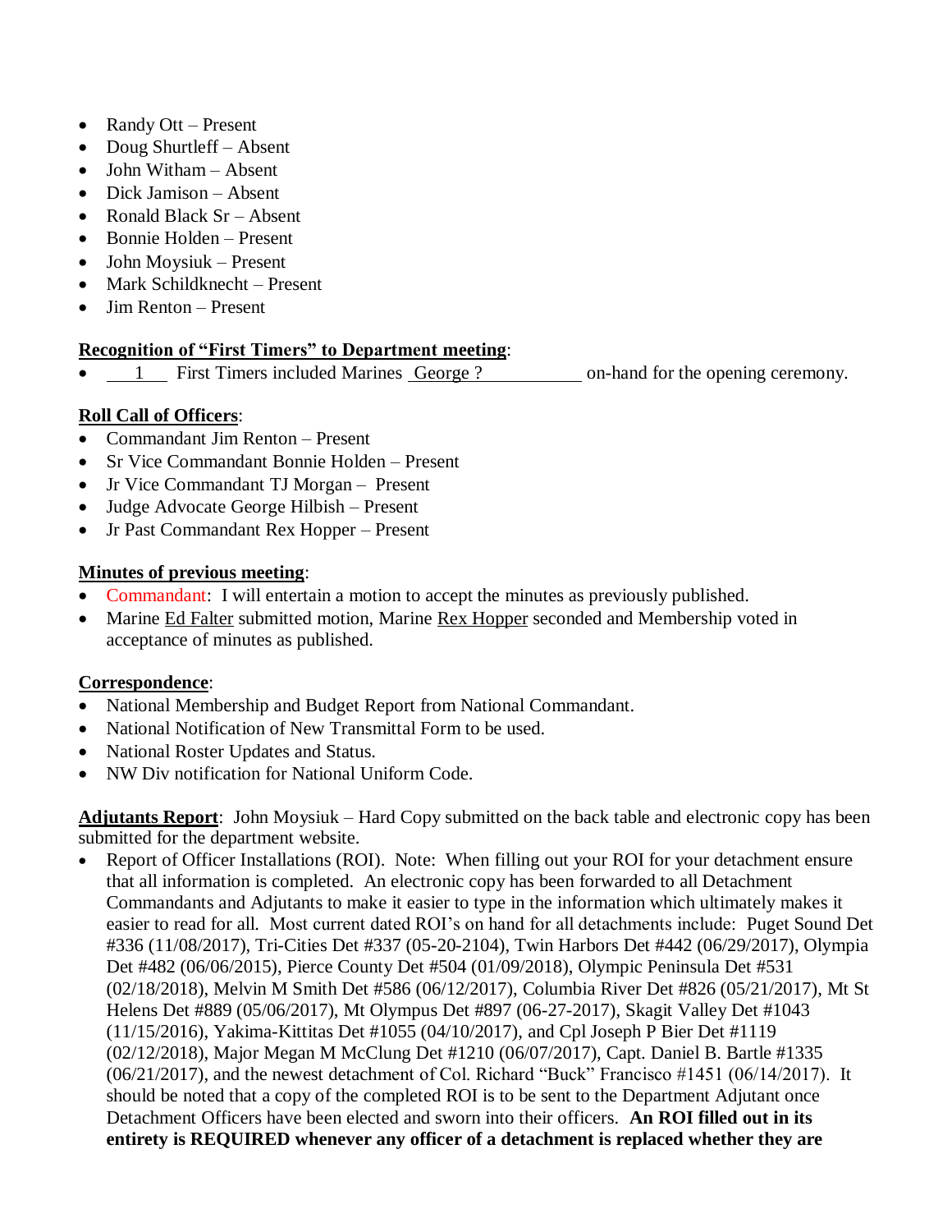- Randy Ott – Present
- Doug Shurtleff – Absent
- John Witham – Absent
- Dick Jamison – Absent
- Ronald Black Sr – Absent
- Bonnie Holden – Present
- John Moysiuk – Present
- Mark Schildknecht – Present
- Jim Renton – Present

**Recognition of "First Timers" to Department meeting**:

- 1 First Timers included Marines George ? on-hand for the opening ceremony.

**Roll Call of Officers**:

- Commandant Jim Renton – Present
- Sr Vice Commandant Bonnie Holden – Present
- Jr Vice Commandant TJ Morgan – Present
- Judge Advocate George Hilbish – Present
- Jr Past Commandant Rex Hopper – Present

**Minutes of previous meeting**:

- Commandant: I will entertain a motion to accept the minutes as previously published.
- Marine Ed Falter submitted motion, Marine Rex Hopper seconded and Membership voted in acceptance of minutes as published.

**Correspondence**:

- National Membership and Budget Report from National Commandant.
- National Notification of New Transmittal Form to be used.
- National Roster Updates and Status.
- NW Div notification for National Uniform Code.

**Adjutants Report**: John Moysiuk – Hard Copy submitted on the back table and electronic copy has been submitted for the department website.

- Report of Officer Installations (ROI). Note: When filling out your ROI for your detachment ensure that all information is completed. An electronic copy has been forwarded to all Detachment Commandants and Adjutants to make it easier to type in the information which ultimately makes it easier to read for all. Most current dated ROI's on hand for all detachments include: Puget Sound Det #336 (11/08/2017), Tri-Cities Det #337 (05-20-2104), Twin Harbors Det #442 (06/29/2017), Olympia Det #482 (06/06/2015), Pierce County Det #504 (01/09/2018), Olympic Peninsula Det #531 (02/18/2018), Melvin M Smith Det #586 (06/12/2017), Columbia River Det #826 (05/21/2017), Mt St Helens Det #889 (05/06/2017), Mt Olympus Det #897 (06-27-2017), Skagit Valley Det #1043 (11/15/2016), Yakima-Kittitas Det #1055 (04/10/2017), and Cpl Joseph P Bier Det #1119 (02/12/2018), Major Megan M McClung Det #1210 (06/07/2017), Capt. Daniel B. Bartle #1335 (06/21/2017), and the newest detachment of Col. Richard "Buck" Francisco #1451 (06/14/2017). It should be noted that a copy of the completed ROI is to be sent to the Department Adjutant once Detachment Officers have been elected and sworn into their officers. **An ROI filled out in its entirety is REQUIRED whenever any officer of a detachment is replaced whether they are**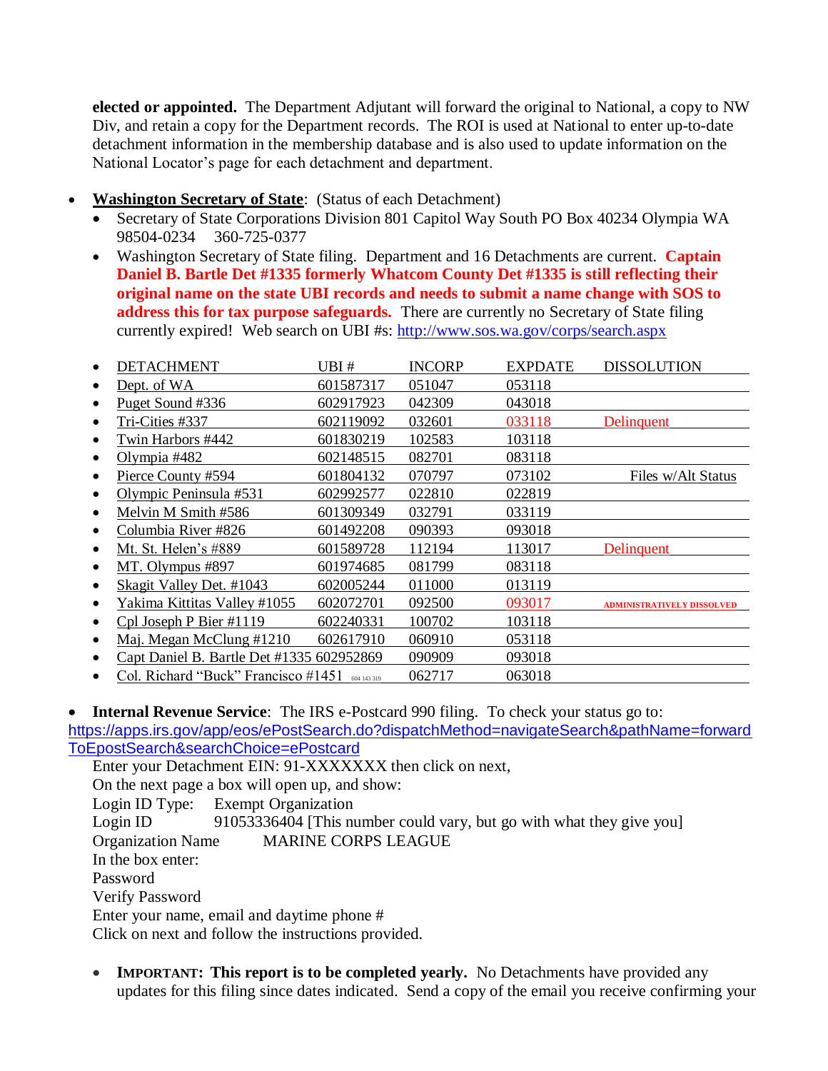**elected or appointed.** The Department Adjutant will forward the original to National, a copy to NW Div, and retain a copy for the Department records. The ROI is used at National to enter up-to-date detachment information in the membership database and is also used to update information on the National Locator's page for each detachment and department.

- **Washington Secretary of State**: (Status of each Detachment)
  - Secretary of State Corporations Division 801 Capitol Way South PO Box 40234 Olympia WA 98504-0234 360-725-0377
  - Washington Secretary of State filing. Department and 16 Detachments are current. **Captain Daniel B. Bartle Det #1335 formerly Whatcom County Det #1335 is still reflecting their original name on the state UBI records and needs to submit a name change with SOS to address this for tax purpose safeguards.** There are currently no Secretary of State filing currently expired! Web search on UBI #s: http://www.sos.wa.gov/corps/search.aspx

| DETACHMENT | UBI # | INCORP | EXPDATE | DISSOLUTION |
|---|---|---|---|---|
| Dept. of WA | 601587317 | 051047 | 053118 | |
| Puget Sound #336 | 602917923 | 042309 | 043018 | |
| Tri-Cities #337 | 602119092 | 032601 | 033118 | Delinquent |
| Twin Harbors #442 | 601830219 | 102583 | 103118 | |
| Olympia #482 | 602148515 | 082701 | 083118 | |
| Pierce County #594 | 601804132 | 070797 | 073102 | Files w/Alt Status |
| Olympic Peninsula #531 | 602992577 | 022810 | 022819 | |
| Melvin M Smith #586 | 601309349 | 032791 | 033119 | |
| Columbia River #826 | 601492208 | 090393 | 093018 | |
| Mt. St. Helen's #889 | 601589728 | 112194 | 113017 | Delinquent |
| MT. Olympus #897 | 601974685 | 081799 | 083118 | |
| Skagit Valley Det. #1043 | 602005244 | 011000 | 013119 | |
| Yakima Kittitas Valley #1055 | 602072701 | 092500 | 093017 | ADMINISTRATIVELY DISSOLVED |
| Cpl Joseph P Bier #1119 | 602240331 | 100702 | 103118 | |
| Maj. Megan McClung #1210 | 602617910 | 060910 | 053118 | |
| Capt Daniel B. Bartle Det #1335 | 602952869 | 090909 | 093018 | |
| Col. Richard "Buck" Francisco #1451 | 604 143 319 | 062717 | 063018 | |

- **Internal Revenue Service**: The IRS e-Postcard 990 filing. To check your status go to: https://apps.irs.gov/app/eos/ePostSearch.do?dispatchMethod=navigateSearch&pathName=forwardToEpostSearch&searchChoice=ePostcard

  Enter your Detachment EIN: 91-XXXXXXX then click on next,
  On the next page a box will open up, and show:
  Login ID Type: Exempt Organization
  Login ID 91053336404 [This number could vary, but go with what they give you]
  Organization Name MARINE CORPS LEAGUE
  In the box enter:
  Password
  Verify Password
  Enter your name, email and daytime phone #
  Click on next and follow the instructions provided.

  - **IMPORTANT: This report is to be completed yearly.** No Detachments have provided any updates for this filing since dates indicated. Send a copy of the email you receive confirming your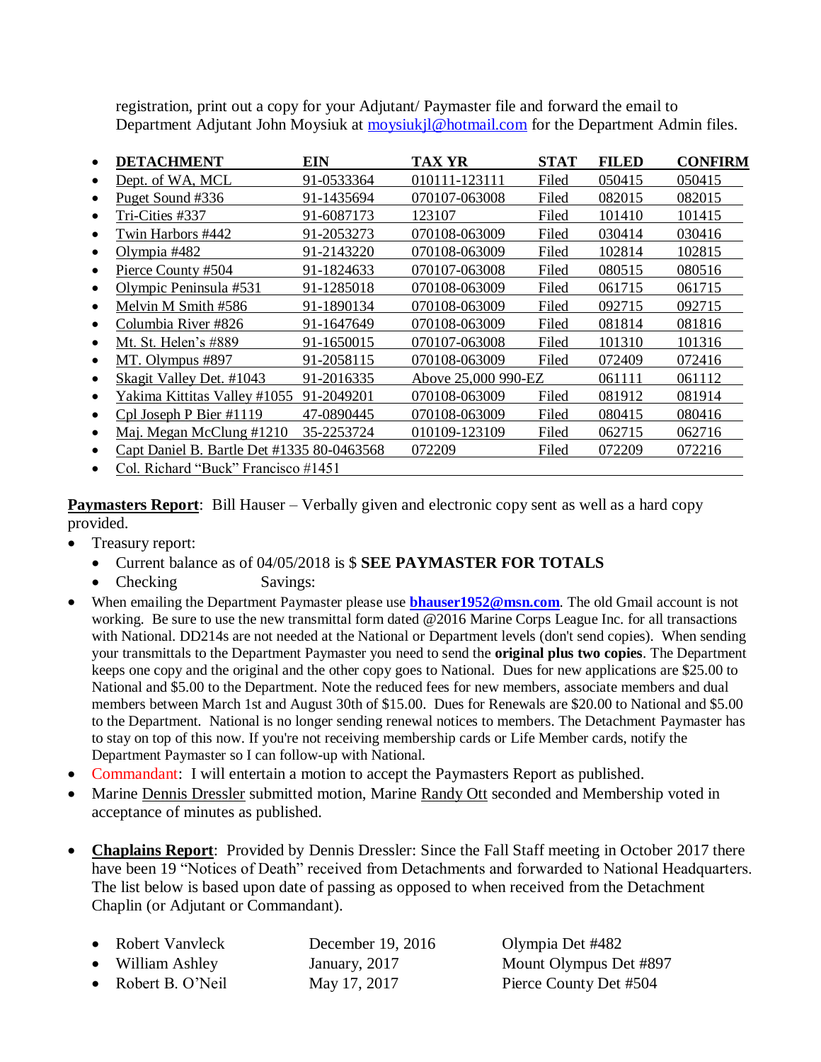registration, print out a copy for your Adjutant/ Paymaster file and forward the email to Department Adjutant John Moysiuk at moysiukjl@hotmail.com for the Department Admin files.

| DETACHMENT | EIN | TAX YR | STAT | FILED | CONFIRM |
|---|---|---|---|---|---|
| Dept. of WA, MCL | 91-0533364 | 010111-123111 | Filed | 050415 | 050415 |
| Puget Sound #336 | 91-1435694 | 070107-063008 | Filed | 082015 | 082015 |
| Tri-Cities #337 | 91-6087173 | 123107 | Filed | 101410 | 101415 |
| Twin Harbors #442 | 91-2053273 | 070108-063009 | Filed | 030414 | 030416 |
| Olympia #482 | 91-2143220 | 070108-063009 | Filed | 102814 | 102815 |
| Pierce County #504 | 91-1824633 | 070107-063008 | Filed | 080515 | 080516 |
| Olympic Peninsula #531 | 91-1285018 | 070108-063009 | Filed | 061715 | 061715 |
| Melvin M Smith #586 | 91-1890134 | 070108-063009 | Filed | 092715 | 092715 |
| Columbia River #826 | 91-1647649 | 070108-063009 | Filed | 081814 | 081816 |
| Mt. St. Helen's #889 | 91-1650015 | 070107-063008 | Filed | 101310 | 101316 |
| MT. Olympus #897 | 91-2058115 | 070108-063009 | Filed | 072409 | 072416 |
| Skagit Valley Det. #1043 | 91-2016335 | Above 25,000 990-EZ | | 061111 | 061112 |
| Yakima Kittitas Valley #1055 | 91-2049201 | 070108-063009 | Filed | 081912 | 081914 |
| Cpl Joseph P Bier #1119 | 47-0890445 | 070108-063009 | Filed | 080415 | 080416 |
| Maj. Megan McClung #1210 | 35-2253724 | 010109-123109 | Filed | 062715 | 062716 |
| Capt Daniel B. Bartle Det #1335 | 80-0463568 | 072209 | Filed | 072209 | 072216 |
| Col. Richard "Buck" Francisco #1451 | | | | | |

**Paymasters Report**: Bill Hauser – Verbally given and electronic copy sent as well as a hard copy provided.

- Treasury report:
  - Current balance as of 04/05/2018 is $ **SEE PAYMASTER FOR TOTALS**
  - Checking Savings:
- When emailing the Department Paymaster please use **bhauser1952@msn.com**. The old Gmail account is not working. Be sure to use the new transmittal form dated @2016 Marine Corps League Inc. for all transactions with National. DD214s are not needed at the National or Department levels (don't send copies). When sending your transmittals to the Department Paymaster you need to send the **original plus two copies**. The Department keeps one copy and the original and the other copy goes to National. Dues for new applications are $25.00 to National and $5.00 to the Department. Note the reduced fees for new members, associate members and dual members between March 1st and August 30th of $15.00. Dues for Renewals are $20.00 to National and $5.00 to the Department. National is no longer sending renewal notices to members. The Detachment Paymaster has to stay on top of this now. If you're not receiving membership cards or Life Member cards, notify the Department Paymaster so I can follow-up with National.
- Commandant: I will entertain a motion to accept the Paymasters Report as published.
- Marine Dennis Dressler submitted motion, Marine Randy Ott seconded and Membership voted in acceptance of minutes as published.

- **Chaplains Report**: Provided by Dennis Dressler: Since the Fall Staff meeting in October 2017 there have been 19 "Notices of Death" received from Detachments and forwarded to National Headquarters. The list below is based upon date of passing as opposed to when received from the Detachment Chaplin (or Adjutant or Commandant).

  - Robert Vanvleck — December 19, 2016 — Olympia Det #482
  - William Ashley — January, 2017 — Mount Olympus Det #897
  - Robert B. O'Neil — May 17, 2017 — Pierce County Det #504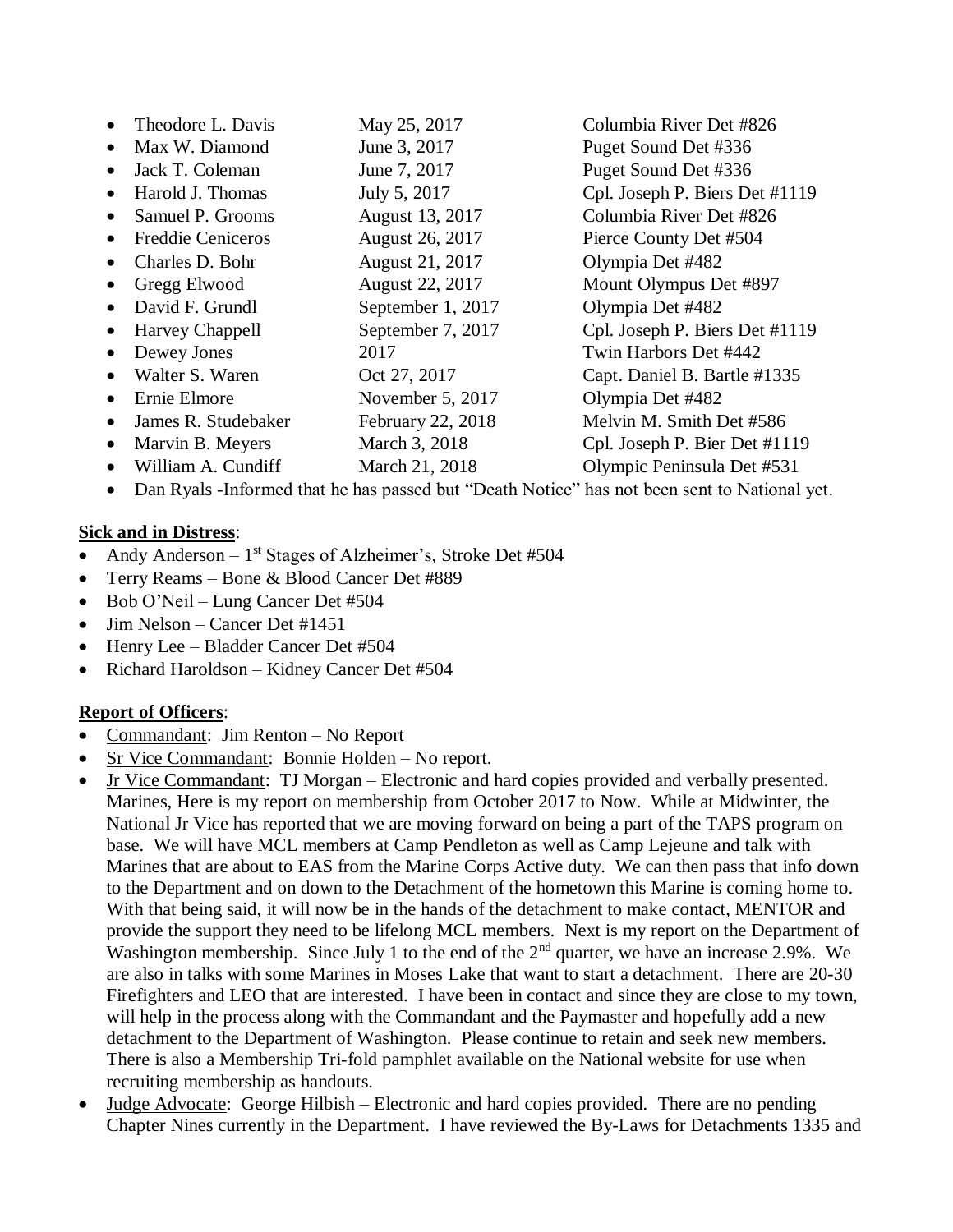- Theodore L. Davis May 25, 2017 Columbia River Det #826
- Max W. Diamond June 3, 2017 Puget Sound Det #336
- Jack T. Coleman June 7, 2017 Puget Sound Det #336
- Harold J. Thomas July 5, 2017 Cpl. Joseph P. Biers Det #1119
- Samuel P. Grooms August 13, 2017 Columbia River Det #826
- Freddie Ceniceros August 26, 2017 Pierce County Det #504
- Charles D. Bohr August 21, 2017 Olympia Det #482
- Gregg Elwood August 22, 2017 Mount Olympus Det #897
- David F. Grundl September 1, 2017 Olympia Det #482
- Harvey Chappell September 7, 2017 Cpl. Joseph P. Biers Det #1119
- Dewey Jones 2017 Twin Harbors Det #442
- Walter S. Waren Oct 27, 2017 Capt. Daniel B. Bartle #1335
- Ernie Elmore November 5, 2017 Olympia Det #482
- James R. Studebaker February 22, 2018 Melvin M. Smith Det #586
- Marvin B. Meyers March 3, 2018 Cpl. Joseph P. Bier Det #1119
- William A. Cundiff March 21, 2018 Olympic Peninsula Det #531
- Dan Ryals -Informed that he has passed but "Death Notice" has not been sent to National yet.

**Sick and in Distress**:

- Andy Anderson – 1st Stages of Alzheimer's, Stroke Det #504
- Terry Reams – Bone & Blood Cancer Det #889
- Bob O'Neil – Lung Cancer Det #504
- Jim Nelson – Cancer Det #1451
- Henry Lee – Bladder Cancer Det #504
- Richard Haroldson – Kidney Cancer Det #504

**Report of Officers**:

- Commandant: Jim Renton – No Report
- Sr Vice Commandant: Bonnie Holden – No report.
- Jr Vice Commandant: TJ Morgan – Electronic and hard copies provided and verbally presented. Marines, Here is my report on membership from October 2017 to Now. While at Midwinter, the National Jr Vice has reported that we are moving forward on being a part of the TAPS program on base. We will have MCL members at Camp Pendleton as well as Camp Lejeune and talk with Marines that are about to EAS from the Marine Corps Active duty. We can then pass that info down to the Department and on down to the Detachment of the hometown this Marine is coming home to. With that being said, it will now be in the hands of the detachment to make contact, MENTOR and provide the support they need to be lifelong MCL members. Next is my report on the Department of Washington membership. Since July 1 to the end of the 2nd quarter, we have an increase 2.9%. We are also in talks with some Marines in Moses Lake that want to start a detachment. There are 20-30 Firefighters and LEO that are interested. I have been in contact and since they are close to my town, will help in the process along with the Commandant and the Paymaster and hopefully add a new detachment to the Department of Washington. Please continue to retain and seek new members. There is also a Membership Tri-fold pamphlet available on the National website for use when recruiting membership as handouts.
- Judge Advocate: George Hilbish – Electronic and hard copies provided. There are no pending Chapter Nines currently in the Department. I have reviewed the By-Laws for Detachments 1335 and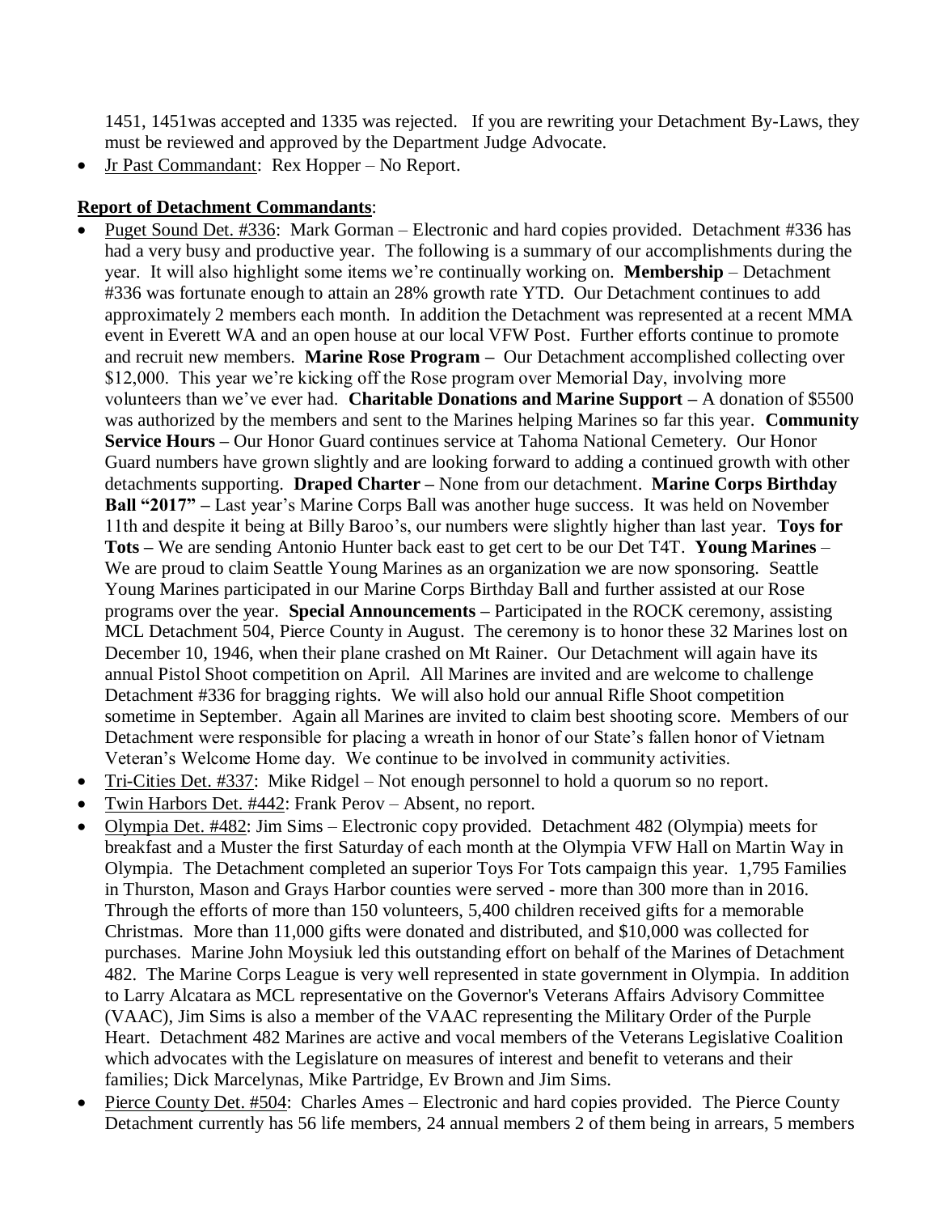1451, 1451was accepted and 1335 was rejected. If you are rewriting your Detachment By-Laws, they must be reviewed and approved by the Department Judge Advocate.

- Jr Past Commandant: Rex Hopper – No Report.

**Report of Detachment Commandants**:

- Puget Sound Det. #336: Mark Gorman – Electronic and hard copies provided. Detachment #336 has had a very busy and productive year. The following is a summary of our accomplishments during the year. It will also highlight some items we're continually working on. **Membership** – Detachment #336 was fortunate enough to attain an 28% growth rate YTD. Our Detachment continues to add approximately 2 members each month. In addition the Detachment was represented at a recent MMA event in Everett WA and an open house at our local VFW Post. Further efforts continue to promote and recruit new members. **Marine Rose Program –** Our Detachment accomplished collecting over $12,000. This year we're kicking off the Rose program over Memorial Day, involving more volunteers than we've ever had. **Charitable Donations and Marine Support –** A donation of $5500 was authorized by the members and sent to the Marines helping Marines so far this year. **Community Service Hours –** Our Honor Guard continues service at Tahoma National Cemetery. Our Honor Guard numbers have grown slightly and are looking forward to adding a continued growth with other detachments supporting. **Draped Charter –** None from our detachment. **Marine Corps Birthday Ball "2017" –** Last year's Marine Corps Ball was another huge success. It was held on November 11th and despite it being at Billy Baroo's, our numbers were slightly higher than last year. **Toys for Tots –** We are sending Antonio Hunter back east to get cert to be our Det T4T. **Young Marines** – We are proud to claim Seattle Young Marines as an organization we are now sponsoring. Seattle Young Marines participated in our Marine Corps Birthday Ball and further assisted at our Rose programs over the year. **Special Announcements –** Participated in the ROCK ceremony, assisting MCL Detachment 504, Pierce County in August. The ceremony is to honor these 32 Marines lost on December 10, 1946, when their plane crashed on Mt Rainer. Our Detachment will again have its annual Pistol Shoot competition on April. All Marines are invited and are welcome to challenge Detachment #336 for bragging rights. We will also hold our annual Rifle Shoot competition sometime in September. Again all Marines are invited to claim best shooting score. Members of our Detachment were responsible for placing a wreath in honor of our State's fallen honor of Vietnam Veteran's Welcome Home day. We continue to be involved in community activities.
- Tri-Cities Det. #337: Mike Ridgel – Not enough personnel to hold a quorum so no report.
- Twin Harbors Det. #442: Frank Perov – Absent, no report.
- Olympia Det. #482: Jim Sims – Electronic copy provided. Detachment 482 (Olympia) meets for breakfast and a Muster the first Saturday of each month at the Olympia VFW Hall on Martin Way in Olympia. The Detachment completed an superior Toys For Tots campaign this year. 1,795 Families in Thurston, Mason and Grays Harbor counties were served - more than 300 more than in 2016. Through the efforts of more than 150 volunteers, 5,400 children received gifts for a memorable Christmas. More than 11,000 gifts were donated and distributed, and $10,000 was collected for purchases. Marine John Moysiuk led this outstanding effort on behalf of the Marines of Detachment 482. The Marine Corps League is very well represented in state government in Olympia. In addition to Larry Alcatara as MCL representative on the Governor's Veterans Affairs Advisory Committee (VAAC), Jim Sims is also a member of the VAAC representing the Military Order of the Purple Heart. Detachment 482 Marines are active and vocal members of the Veterans Legislative Coalition which advocates with the Legislature on measures of interest and benefit to veterans and their families; Dick Marcelynas, Mike Partridge, Ev Brown and Jim Sims.
- Pierce County Det. #504: Charles Ames – Electronic and hard copies provided. The Pierce County Detachment currently has 56 life members, 24 annual members 2 of them being in arrears, 5 members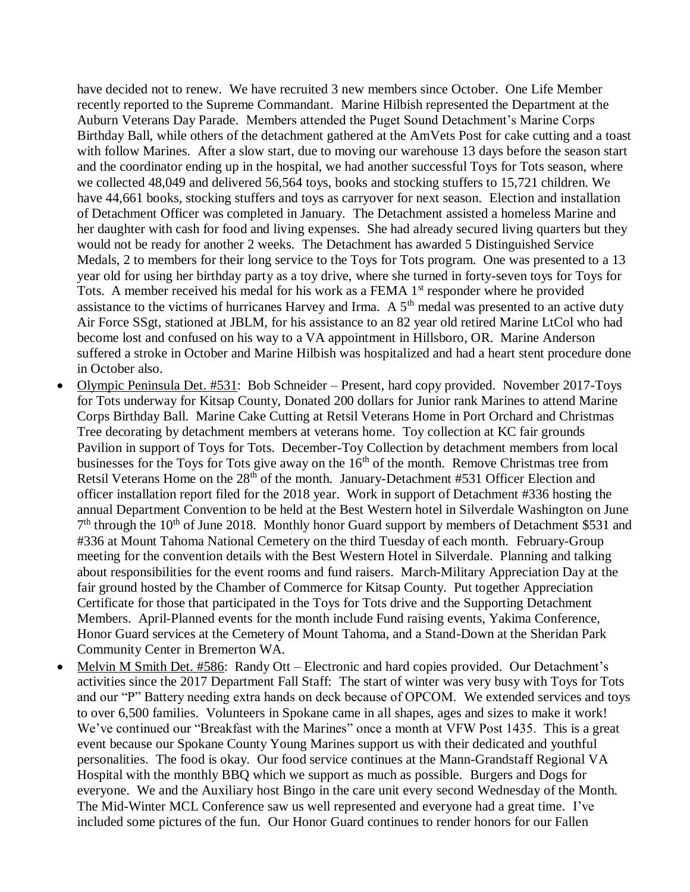have decided not to renew. We have recruited 3 new members since October. One Life Member recently reported to the Supreme Commandant. Marine Hilbish represented the Department at the Auburn Veterans Day Parade. Members attended the Puget Sound Detachment's Marine Corps Birthday Ball, while others of the detachment gathered at the AmVets Post for cake cutting and a toast with follow Marines. After a slow start, due to moving our warehouse 13 days before the season start and the coordinator ending up in the hospital, we had another successful Toys for Tots season, where we collected 48,049 and delivered 56,564 toys, books and stocking stuffers to 15,721 children. We have 44,661 books, stocking stuffers and toys as carryover for next season. Election and installation of Detachment Officer was completed in January. The Detachment assisted a homeless Marine and her daughter with cash for food and living expenses. She had already secured living quarters but they would not be ready for another 2 weeks. The Detachment has awarded 5 Distinguished Service Medals, 2 to members for their long service to the Toys for Tots program. One was presented to a 13 year old for using her birthday party as a toy drive, where she turned in forty-seven toys for Toys for Tots. A member received his medal for his work as a FEMA 1st responder where he provided assistance to the victims of hurricanes Harvey and Irma. A 5th medal was presented to an active duty Air Force SSgt, stationed at JBLM, for his assistance to an 82 year old retired Marine LtCol who had become lost and confused on his way to a VA appointment in Hillsboro, OR. Marine Anderson suffered a stroke in October and Marine Hilbish was hospitalized and had a heart stent procedure done in October also.

- Olympic Peninsula Det. #531: Bob Schneider – Present, hard copy provided. November 2017-Toys for Tots underway for Kitsap County, Donated 200 dollars for Junior rank Marines to attend Marine Corps Birthday Ball. Marine Cake Cutting at Retsil Veterans Home in Port Orchard and Christmas Tree decorating by detachment members at veterans home. Toy collection at KC fair grounds Pavilion in support of Toys for Tots. December-Toy Collection by detachment members from local businesses for the Toys for Tots give away on the 16th of the month. Remove Christmas tree from Retsil Veterans Home on the 28th of the month. January-Detachment #531 Officer Election and officer installation report filed for the 2018 year. Work in support of Detachment #336 hosting the annual Department Convention to be held at the Best Western hotel in Silverdale Washington on June 7th through the 10th of June 2018. Monthly honor Guard support by members of Detachment $531 and #336 at Mount Tahoma National Cemetery on the third Tuesday of each month. February-Group meeting for the convention details with the Best Western Hotel in Silverdale. Planning and talking about responsibilities for the event rooms and fund raisers. March-Military Appreciation Day at the fair ground hosted by the Chamber of Commerce for Kitsap County. Put together Appreciation Certificate for those that participated in the Toys for Tots drive and the Supporting Detachment Members. April-Planned events for the month include Fund raising events, Yakima Conference, Honor Guard services at the Cemetery of Mount Tahoma, and a Stand-Down at the Sheridan Park Community Center in Bremerton WA.
- Melvin M Smith Det. #586: Randy Ott – Electronic and hard copies provided. Our Detachment's activities since the 2017 Department Fall Staff: The start of winter was very busy with Toys for Tots and our "P" Battery needing extra hands on deck because of OPCOM. We extended services and toys to over 6,500 families. Volunteers in Spokane came in all shapes, ages and sizes to make it work! We've continued our "Breakfast with the Marines" once a month at VFW Post 1435. This is a great event because our Spokane County Young Marines support us with their dedicated and youthful personalities. The food is okay. Our food service continues at the Mann-Grandstaff Regional VA Hospital with the monthly BBQ which we support as much as possible. Burgers and Dogs for everyone. We and the Auxiliary host Bingo in the care unit every second Wednesday of the Month. The Mid-Winter MCL Conference saw us well represented and everyone had a great time. I've included some pictures of the fun. Our Honor Guard continues to render honors for our Fallen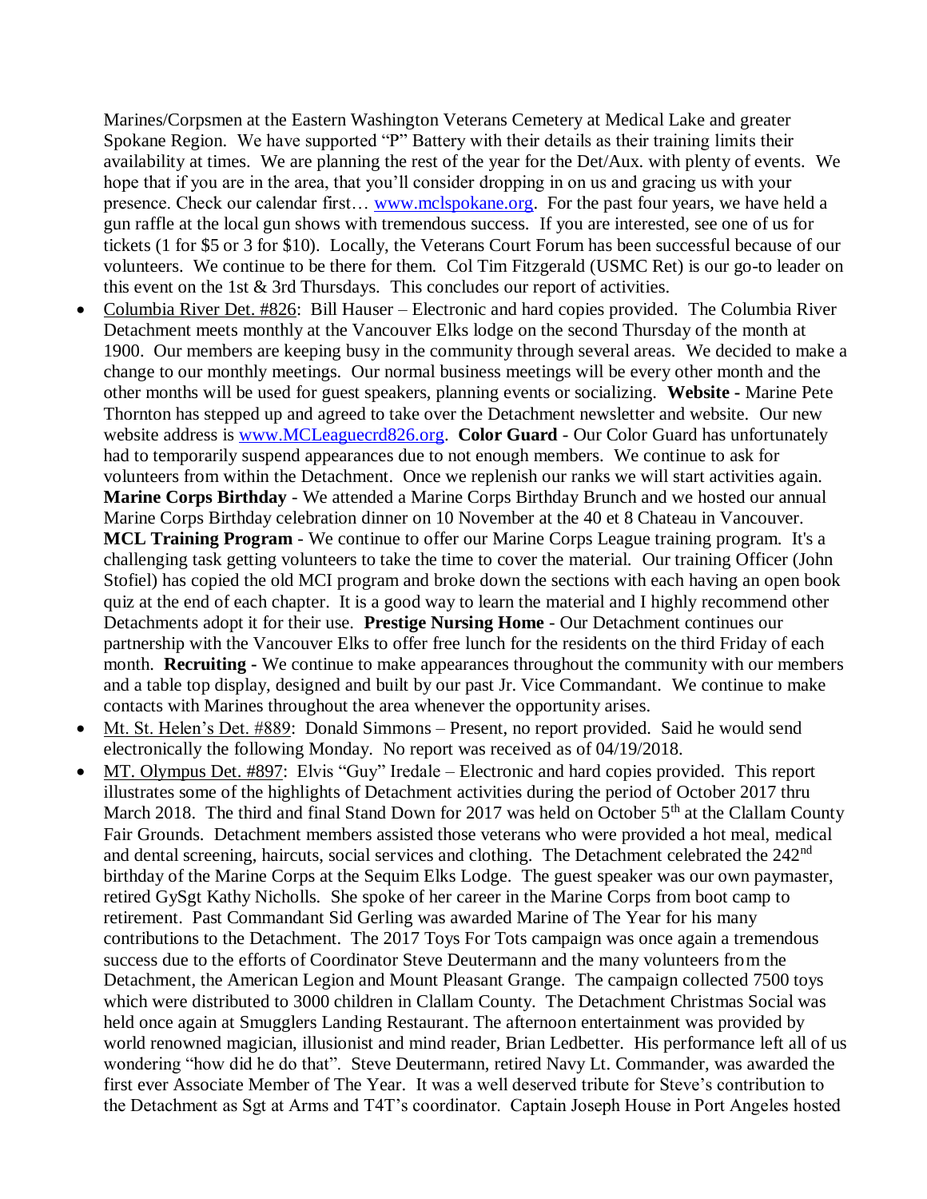Marines/Corpsmen at the Eastern Washington Veterans Cemetery at Medical Lake and greater Spokane Region. We have supported "P" Battery with their details as their training limits their availability at times. We are planning the rest of the year for the Det/Aux. with plenty of events. We hope that if you are in the area, that you'll consider dropping in on us and gracing us with your presence. Check our calendar first… www.mclspokane.org. For the past four years, we have held a gun raffle at the local gun shows with tremendous success. If you are interested, see one of us for tickets (1 for $5 or 3 for $10). Locally, the Veterans Court Forum has been successful because of our volunteers. We continue to be there for them. Col Tim Fitzgerald (USMC Ret) is our go-to leader on this event on the 1st & 3rd Thursdays. This concludes our report of activities.

- Columbia River Det. #826: Bill Hauser – Electronic and hard copies provided. The Columbia River Detachment meets monthly at the Vancouver Elks lodge on the second Thursday of the month at 1900. Our members are keeping busy in the community through several areas. We decided to make a change to our monthly meetings. Our normal business meetings will be every other month and the other months will be used for guest speakers, planning events or socializing. **Website -** Marine Pete Thornton has stepped up and agreed to take over the Detachment newsletter and website. Our new website address is www.MCLeaguecrd826.org. **Color Guard** - Our Color Guard has unfortunately had to temporarily suspend appearances due to not enough members. We continue to ask for volunteers from within the Detachment. Once we replenish our ranks we will start activities again. **Marine Corps Birthday** - We attended a Marine Corps Birthday Brunch and we hosted our annual Marine Corps Birthday celebration dinner on 10 November at the 40 et 8 Chateau in Vancouver. **MCL Training Program** - We continue to offer our Marine Corps League training program. It's a challenging task getting volunteers to take the time to cover the material. Our training Officer (John Stofiel) has copied the old MCI program and broke down the sections with each having an open book quiz at the end of each chapter. It is a good way to learn the material and I highly recommend other Detachments adopt it for their use. **Prestige Nursing Home** - Our Detachment continues our partnership with the Vancouver Elks to offer free lunch for the residents on the third Friday of each month. **Recruiting -** We continue to make appearances throughout the community with our members and a table top display, designed and built by our past Jr. Vice Commandant. We continue to make contacts with Marines throughout the area whenever the opportunity arises.
- Mt. St. Helen's Det. #889: Donald Simmons – Present, no report provided. Said he would send electronically the following Monday. No report was received as of 04/19/2018.
- MT. Olympus Det. #897: Elvis "Guy" Iredale – Electronic and hard copies provided. This report illustrates some of the highlights of Detachment activities during the period of October 2017 thru March 2018. The third and final Stand Down for 2017 was held on October 5th at the Clallam County Fair Grounds. Detachment members assisted those veterans who were provided a hot meal, medical and dental screening, haircuts, social services and clothing. The Detachment celebrated the 242nd birthday of the Marine Corps at the Sequim Elks Lodge. The guest speaker was our own paymaster, retired GySgt Kathy Nicholls. She spoke of her career in the Marine Corps from boot camp to retirement. Past Commandant Sid Gerling was awarded Marine of The Year for his many contributions to the Detachment. The 2017 Toys For Tots campaign was once again a tremendous success due to the efforts of Coordinator Steve Deutermann and the many volunteers from the Detachment, the American Legion and Mount Pleasant Grange. The campaign collected 7500 toys which were distributed to 3000 children in Clallam County. The Detachment Christmas Social was held once again at Smugglers Landing Restaurant. The afternoon entertainment was provided by world renowned magician, illusionist and mind reader, Brian Ledbetter. His performance left all of us wondering "how did he do that". Steve Deutermann, retired Navy Lt. Commander, was awarded the first ever Associate Member of The Year. It was a well deserved tribute for Steve's contribution to the Detachment as Sgt at Arms and T4T's coordinator. Captain Joseph House in Port Angeles hosted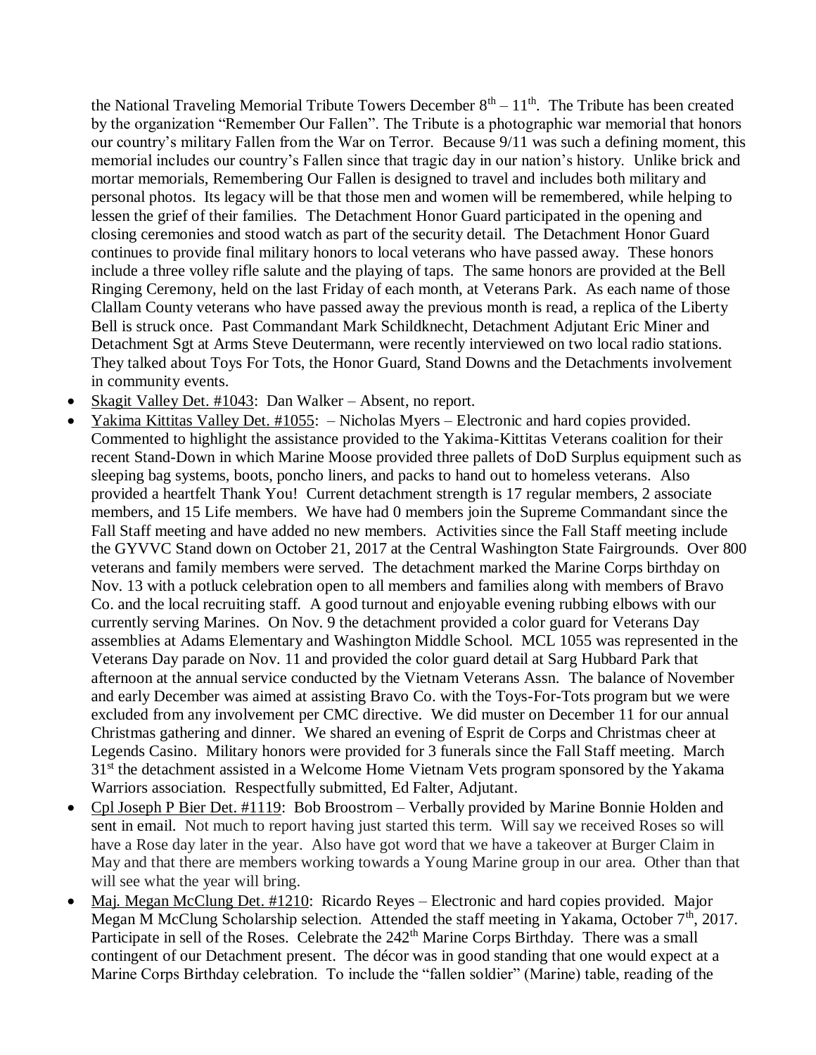the National Traveling Memorial Tribute Towers December 8th – 11th. The Tribute has been created by the organization "Remember Our Fallen". The Tribute is a photographic war memorial that honors our country's military Fallen from the War on Terror. Because 9/11 was such a defining moment, this memorial includes our country's Fallen since that tragic day in our nation's history. Unlike brick and mortar memorials, Remembering Our Fallen is designed to travel and includes both military and personal photos. Its legacy will be that those men and women will be remembered, while helping to lessen the grief of their families. The Detachment Honor Guard participated in the opening and closing ceremonies and stood watch as part of the security detail. The Detachment Honor Guard continues to provide final military honors to local veterans who have passed away. These honors include a three volley rifle salute and the playing of taps. The same honors are provided at the Bell Ringing Ceremony, held on the last Friday of each month, at Veterans Park. As each name of those Clallam County veterans who have passed away the previous month is read, a replica of the Liberty Bell is struck once. Past Commandant Mark Schildknecht, Detachment Adjutant Eric Miner and Detachment Sgt at Arms Steve Deutermann, were recently interviewed on two local radio stations. They talked about Toys For Tots, the Honor Guard, Stand Downs and the Detachments involvement in community events.

- Skagit Valley Det. #1043: Dan Walker – Absent, no report.
- Yakima Kittitas Valley Det. #1055: – Nicholas Myers – Electronic and hard copies provided. Commented to highlight the assistance provided to the Yakima-Kittitas Veterans coalition for their recent Stand-Down in which Marine Moose provided three pallets of DoD Surplus equipment such as sleeping bag systems, boots, poncho liners, and packs to hand out to homeless veterans. Also provided a heartfelt Thank You! Current detachment strength is 17 regular members, 2 associate members, and 15 Life members. We have had 0 members join the Supreme Commandant since the Fall Staff meeting and have added no new members. Activities since the Fall Staff meeting include the GYVVC Stand down on October 21, 2017 at the Central Washington State Fairgrounds. Over 800 veterans and family members were served. The detachment marked the Marine Corps birthday on Nov. 13 with a potluck celebration open to all members and families along with members of Bravo Co. and the local recruiting staff. A good turnout and enjoyable evening rubbing elbows with our currently serving Marines. On Nov. 9 the detachment provided a color guard for Veterans Day assemblies at Adams Elementary and Washington Middle School. MCL 1055 was represented in the Veterans Day parade on Nov. 11 and provided the color guard detail at Sarg Hubbard Park that afternoon at the annual service conducted by the Vietnam Veterans Assn. The balance of November and early December was aimed at assisting Bravo Co. with the Toys-For-Tots program but we were excluded from any involvement per CMC directive. We did muster on December 11 for our annual Christmas gathering and dinner. We shared an evening of Esprit de Corps and Christmas cheer at Legends Casino. Military honors were provided for 3 funerals since the Fall Staff meeting. March 31st the detachment assisted in a Welcome Home Vietnam Vets program sponsored by the Yakama Warriors association. Respectfully submitted, Ed Falter, Adjutant.
- Cpl Joseph P Bier Det. #1119: Bob Broostrom – Verbally provided by Marine Bonnie Holden and sent in email. Not much to report having just started this term. Will say we received Roses so will have a Rose day later in the year. Also have got word that we have a takeover at Burger Claim in May and that there are members working towards a Young Marine group in our area. Other than that will see what the year will bring.
- Maj. Megan McClung Det. #1210: Ricardo Reyes – Electronic and hard copies provided. Major Megan M McClung Scholarship selection. Attended the staff meeting in Yakama, October 7th, 2017. Participate in sell of the Roses. Celebrate the 242th Marine Corps Birthday. There was a small contingent of our Detachment present. The décor was in good standing that one would expect at a Marine Corps Birthday celebration. To include the "fallen soldier" (Marine) table, reading of the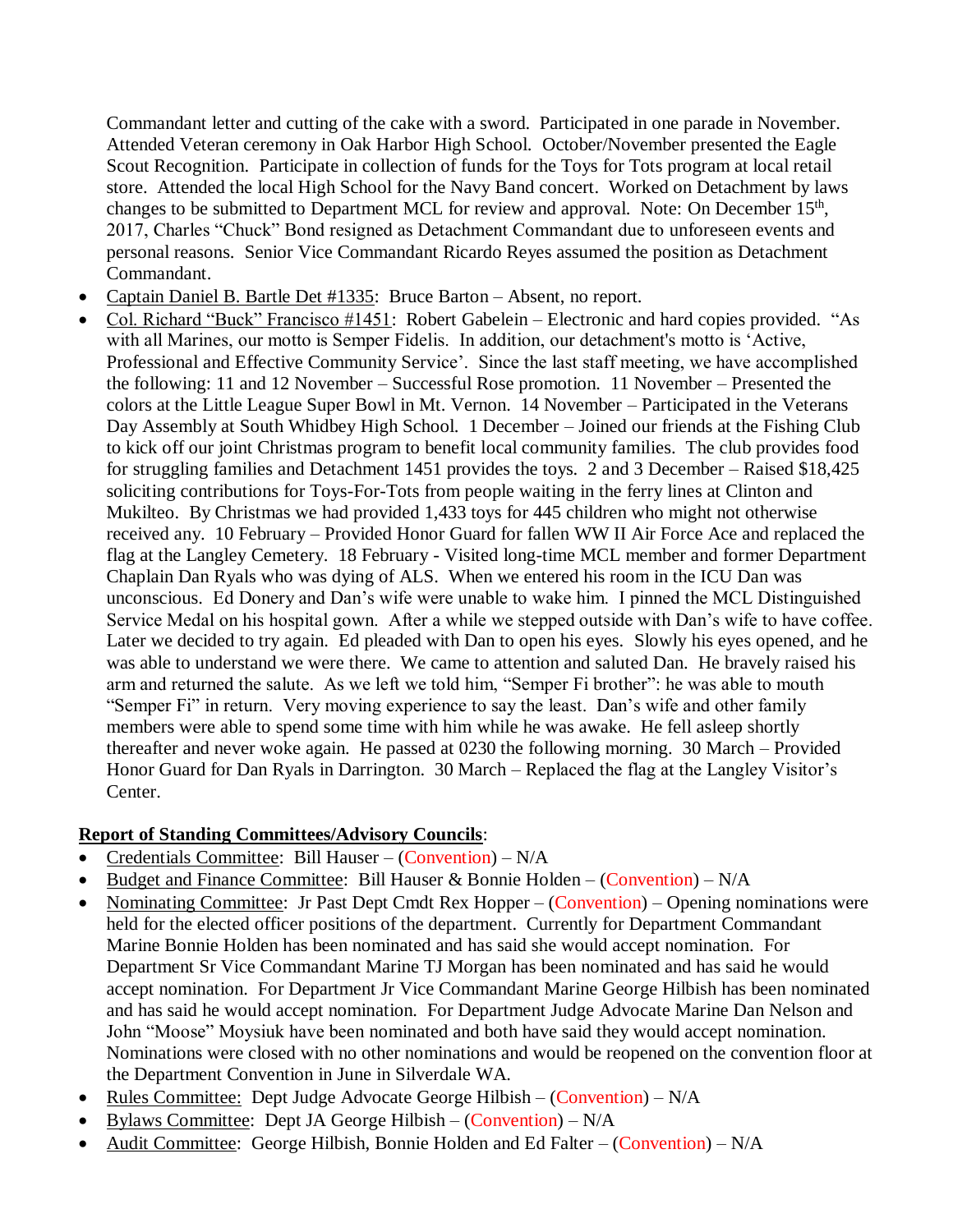Commandant letter and cutting of the cake with a sword. Participated in one parade in November. Attended Veteran ceremony in Oak Harbor High School. October/November presented the Eagle Scout Recognition. Participate in collection of funds for the Toys for Tots program at local retail store. Attended the local High School for the Navy Band concert. Worked on Detachment by laws changes to be submitted to Department MCL for review and approval. Note: On December 15th, 2017, Charles "Chuck" Bond resigned as Detachment Commandant due to unforeseen events and personal reasons. Senior Vice Commandant Ricardo Reyes assumed the position as Detachment Commandant.

- Captain Daniel B. Bartle Det #1335: Bruce Barton – Absent, no report.
- Col. Richard "Buck" Francisco #1451: Robert Gabelein – Electronic and hard copies provided. "As with all Marines, our motto is Semper Fidelis. In addition, our detachment's motto is 'Active, Professional and Effective Community Service'. Since the last staff meeting, we have accomplished the following: 11 and 12 November – Successful Rose promotion. 11 November – Presented the colors at the Little League Super Bowl in Mt. Vernon. 14 November – Participated in the Veterans Day Assembly at South Whidbey High School. 1 December – Joined our friends at the Fishing Club to kick off our joint Christmas program to benefit local community families. The club provides food for struggling families and Detachment 1451 provides the toys. 2 and 3 December – Raised $18,425 soliciting contributions for Toys-For-Tots from people waiting in the ferry lines at Clinton and Mukilteo. By Christmas we had provided 1,433 toys for 445 children who might not otherwise received any. 10 February – Provided Honor Guard for fallen WW II Air Force Ace and replaced the flag at the Langley Cemetery. 18 February - Visited long-time MCL member and former Department Chaplain Dan Ryals who was dying of ALS. When we entered his room in the ICU Dan was unconscious. Ed Donery and Dan's wife were unable to wake him. I pinned the MCL Distinguished Service Medal on his hospital gown. After a while we stepped outside with Dan's wife to have coffee. Later we decided to try again. Ed pleaded with Dan to open his eyes. Slowly his eyes opened, and he was able to understand we were there. We came to attention and saluted Dan. He bravely raised his arm and returned the salute. As we left we told him, "Semper Fi brother": he was able to mouth "Semper Fi" in return. Very moving experience to say the least. Dan's wife and other family members were able to spend some time with him while he was awake. He fell asleep shortly thereafter and never woke again. He passed at 0230 the following morning. 30 March – Provided Honor Guard for Dan Ryals in Darrington. 30 March – Replaced the flag at the Langley Visitor's Center.

**Report of Standing Committees/Advisory Councils**:

- Credentials Committee: Bill Hauser – (Convention) – N/A
- Budget and Finance Committee: Bill Hauser & Bonnie Holden – (Convention) – N/A
- Nominating Committee: Jr Past Dept Cmdt Rex Hopper – (Convention) – Opening nominations were held for the elected officer positions of the department. Currently for Department Commandant Marine Bonnie Holden has been nominated and has said she would accept nomination. For Department Sr Vice Commandant Marine TJ Morgan has been nominated and has said he would accept nomination. For Department Jr Vice Commandant Marine George Hilbish has been nominated and has said he would accept nomination. For Department Judge Advocate Marine Dan Nelson and John "Moose" Moysiuk have been nominated and both have said they would accept nomination. Nominations were closed with no other nominations and would be reopened on the convention floor at the Department Convention in June in Silverdale WA.
- Rules Committee: Dept Judge Advocate George Hilbish – (Convention) – N/A
- Bylaws Committee: Dept JA George Hilbish – (Convention) – N/A
- Audit Committee: George Hilbish, Bonnie Holden and Ed Falter – (Convention) – N/A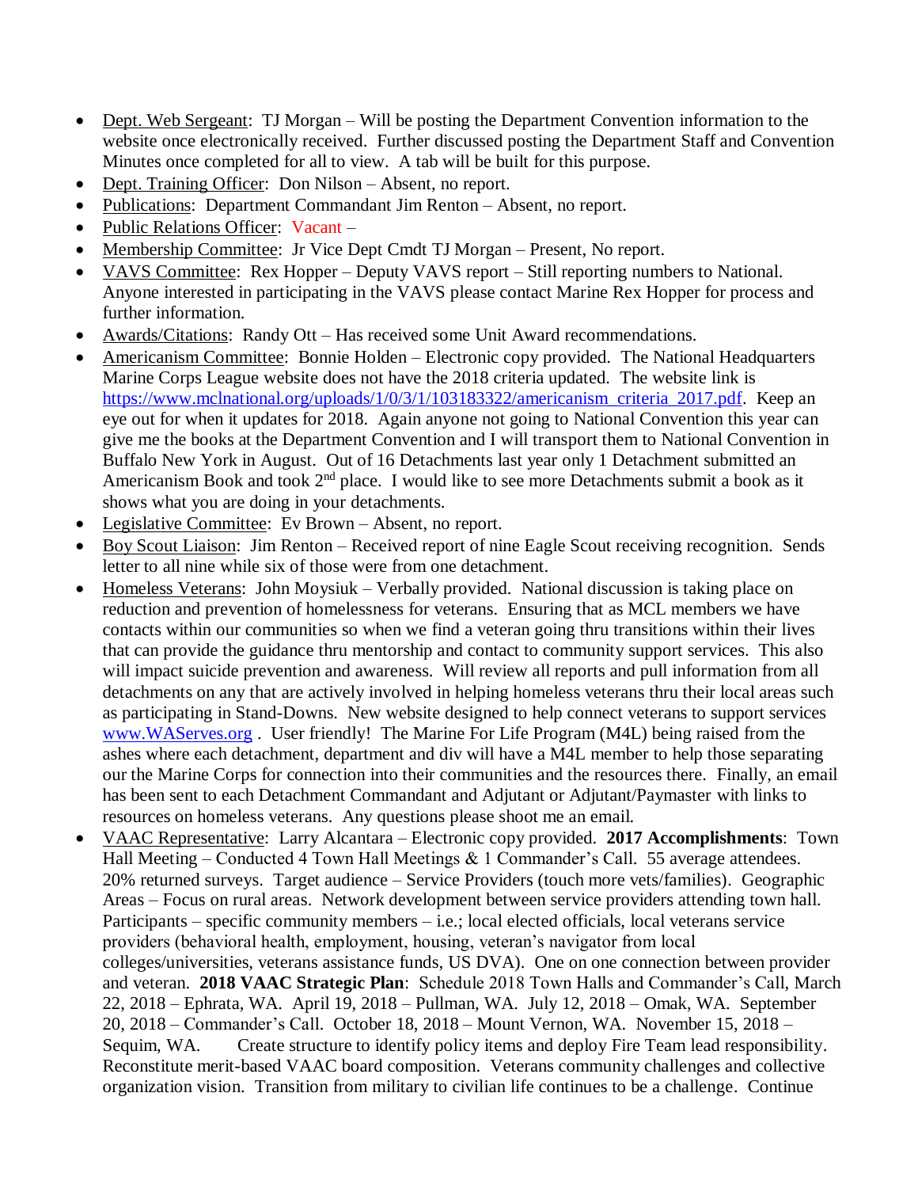- Dept. Web Sergeant: TJ Morgan – Will be posting the Department Convention information to the website once electronically received. Further discussed posting the Department Staff and Convention Minutes once completed for all to view. A tab will be built for this purpose.
- Dept. Training Officer: Don Nilson – Absent, no report.
- Publications: Department Commandant Jim Renton – Absent, no report.
- Public Relations Officer: Vacant –
- Membership Committee: Jr Vice Dept Cmdt TJ Morgan – Present, No report.
- VAVS Committee: Rex Hopper – Deputy VAVS report – Still reporting numbers to National. Anyone interested in participating in the VAVS please contact Marine Rex Hopper for process and further information.
- Awards/Citations: Randy Ott – Has received some Unit Award recommendations.
- Americanism Committee: Bonnie Holden – Electronic copy provided. The National Headquarters Marine Corps League website does not have the 2018 criteria updated. The website link is https://www.mclnational.org/uploads/1/0/3/1/103183322/americanism_criteria_2017.pdf. Keep an eye out for when it updates for 2018. Again anyone not going to National Convention this year can give me the books at the Department Convention and I will transport them to National Convention in Buffalo New York in August. Out of 16 Detachments last year only 1 Detachment submitted an Americanism Book and took 2nd place. I would like to see more Detachments submit a book as it shows what you are doing in your detachments.
- Legislative Committee: Ev Brown – Absent, no report.
- Boy Scout Liaison: Jim Renton – Received report of nine Eagle Scout receiving recognition. Sends letter to all nine while six of those were from one detachment.
- Homeless Veterans: John Moysiuk – Verbally provided. National discussion is taking place on reduction and prevention of homelessness for veterans. Ensuring that as MCL members we have contacts within our communities so when we find a veteran going thru transitions within their lives that can provide the guidance thru mentorship and contact to community support services. This also will impact suicide prevention and awareness. Will review all reports and pull information from all detachments on any that are actively involved in helping homeless veterans thru their local areas such as participating in Stand-Downs. New website designed to help connect veterans to support services www.WAServes.org . User friendly! The Marine For Life Program (M4L) being raised from the ashes where each detachment, department and div will have a M4L member to help those separating our the Marine Corps for connection into their communities and the resources there. Finally, an email has been sent to each Detachment Commandant and Adjutant or Adjutant/Paymaster with links to resources on homeless veterans. Any questions please shoot me an email.
- VAAC Representative: Larry Alcantara – Electronic copy provided. **2017 Accomplishments**: Town Hall Meeting – Conducted 4 Town Hall Meetings & 1 Commander's Call. 55 average attendees. 20% returned surveys. Target audience – Service Providers (touch more vets/families). Geographic Areas – Focus on rural areas. Network development between service providers attending town hall. Participants – specific community members – i.e.; local elected officials, local veterans service providers (behavioral health, employment, housing, veteran's navigator from local colleges/universities, veterans assistance funds, US DVA). One on one connection between provider and veteran. **2018 VAAC Strategic Plan**: Schedule 2018 Town Halls and Commander's Call, March 22, 2018 – Ephrata, WA. April 19, 2018 – Pullman, WA. July 12, 2018 – Omak, WA. September 20, 2018 – Commander's Call. October 18, 2018 – Mount Vernon, WA. November 15, 2018 – Sequim, WA. Create structure to identify policy items and deploy Fire Team lead responsibility. Reconstitute merit-based VAAC board composition. Veterans community challenges and collective organization vision. Transition from military to civilian life continues to be a challenge. Continue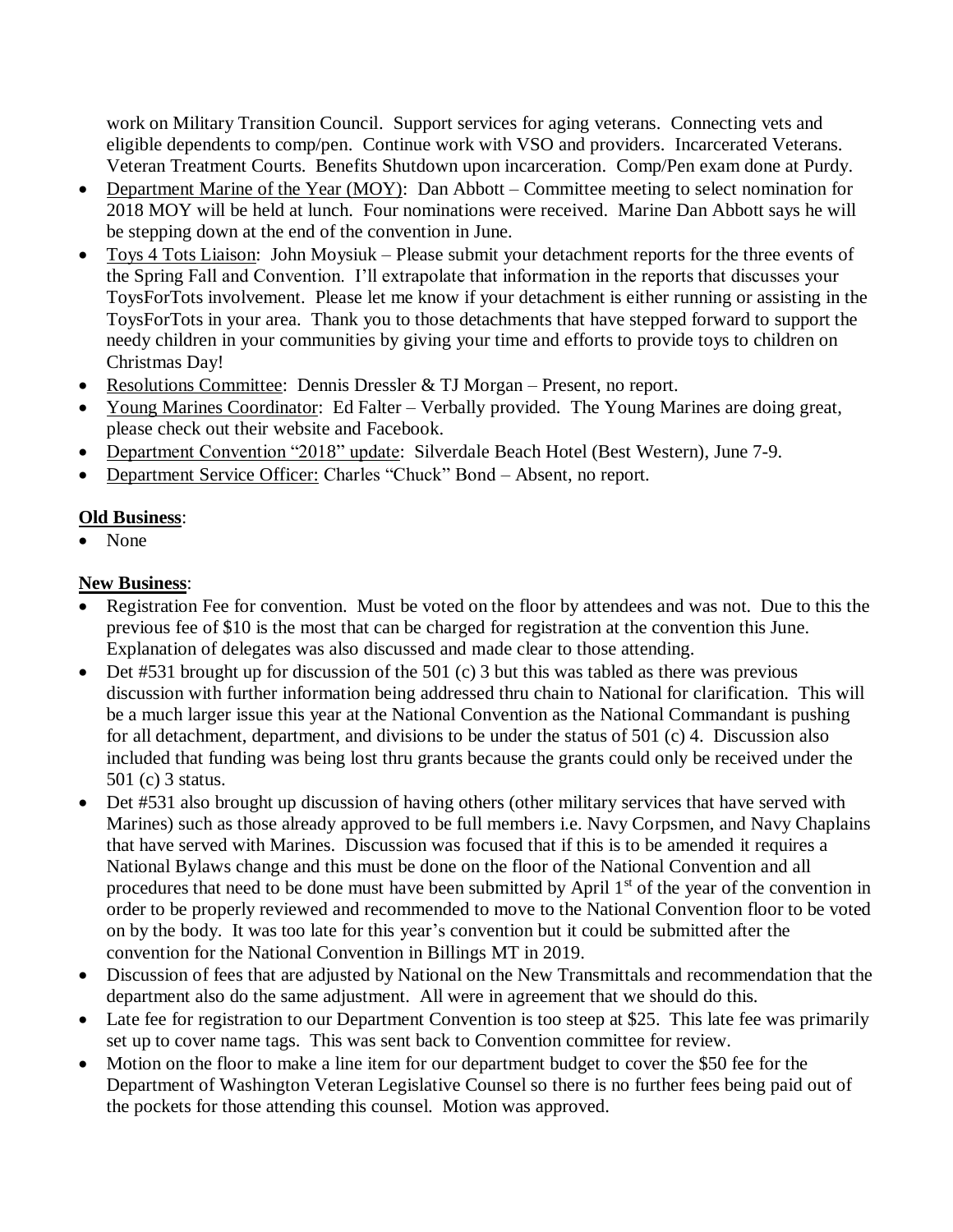work on Military Transition Council. Support services for aging veterans. Connecting vets and eligible dependents to comp/pen. Continue work with VSO and providers. Incarcerated Veterans. Veteran Treatment Courts. Benefits Shutdown upon incarceration. Comp/Pen exam done at Purdy.

- Department Marine of the Year (MOY): Dan Abbott – Committee meeting to select nomination for 2018 MOY will be held at lunch. Four nominations were received. Marine Dan Abbott says he will be stepping down at the end of the convention in June.
- Toys 4 Tots Liaison: John Moysiuk – Please submit your detachment reports for the three events of the Spring Fall and Convention. I'll extrapolate that information in the reports that discusses your ToysForTots involvement. Please let me know if your detachment is either running or assisting in the ToysForTots in your area. Thank you to those detachments that have stepped forward to support the needy children in your communities by giving your time and efforts to provide toys to children on Christmas Day!
- Resolutions Committee: Dennis Dressler & TJ Morgan – Present, no report.
- Young Marines Coordinator: Ed Falter – Verbally provided. The Young Marines are doing great, please check out their website and Facebook.
- Department Convention "2018" update: Silverdale Beach Hotel (Best Western), June 7-9.
- Department Service Officer: Charles "Chuck" Bond – Absent, no report.

**Old Business**:

- None

**New Business**:

- Registration Fee for convention. Must be voted on the floor by attendees and was not. Due to this the previous fee of $10 is the most that can be charged for registration at the convention this June. Explanation of delegates was also discussed and made clear to those attending.
- Det #531 brought up for discussion of the 501 (c) 3 but this was tabled as there was previous discussion with further information being addressed thru chain to National for clarification. This will be a much larger issue this year at the National Convention as the National Commandant is pushing for all detachment, department, and divisions to be under the status of 501 (c) 4. Discussion also included that funding was being lost thru grants because the grants could only be received under the 501 (c) 3 status.
- Det #531 also brought up discussion of having others (other military services that have served with Marines) such as those already approved to be full members i.e. Navy Corpsmen, and Navy Chaplains that have served with Marines. Discussion was focused that if this is to be amended it requires a National Bylaws change and this must be done on the floor of the National Convention and all procedures that need to be done must have been submitted by April 1st of the year of the convention in order to be properly reviewed and recommended to move to the National Convention floor to be voted on by the body. It was too late for this year's convention but it could be submitted after the convention for the National Convention in Billings MT in 2019.
- Discussion of fees that are adjusted by National on the New Transmittals and recommendation that the department also do the same adjustment. All were in agreement that we should do this.
- Late fee for registration to our Department Convention is too steep at $25. This late fee was primarily set up to cover name tags. This was sent back to Convention committee for review.
- Motion on the floor to make a line item for our department budget to cover the $50 fee for the Department of Washington Veteran Legislative Counsel so there is no further fees being paid out of the pockets for those attending this counsel. Motion was approved.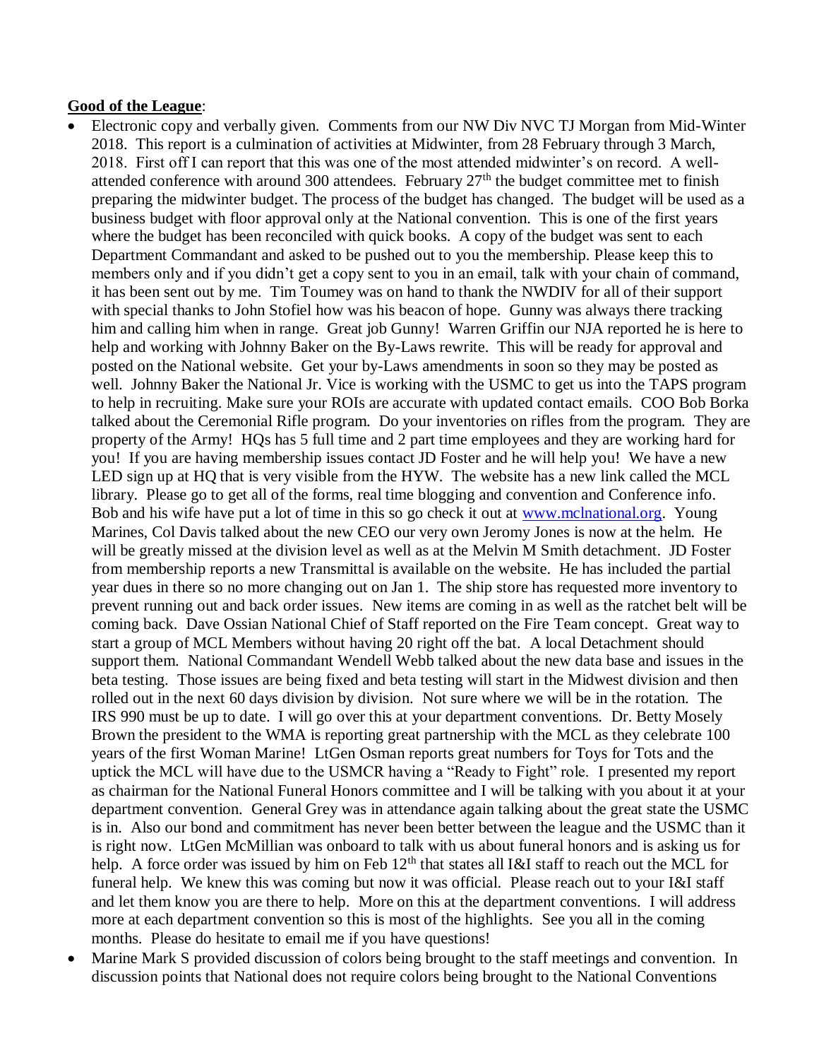**Good of the League**:

- Electronic copy and verbally given. Comments from our NW Div NVC TJ Morgan from Mid-Winter 2018. This report is a culmination of activities at Midwinter, from 28 February through 3 March, 2018. First off I can report that this was one of the most attended midwinter's on record. A well-attended conference with around 300 attendees. February 27th the budget committee met to finish preparing the midwinter budget. The process of the budget has changed. The budget will be used as a business budget with floor approval only at the National convention. This is one of the first years where the budget has been reconciled with quick books. A copy of the budget was sent to each Department Commandant and asked to be pushed out to you the membership. Please keep this to members only and if you didn't get a copy sent to you in an email, talk with your chain of command, it has been sent out by me. Tim Toumey was on hand to thank the NWDIV for all of their support with special thanks to John Stofiel how was his beacon of hope. Gunny was always there tracking him and calling him when in range. Great job Gunny! Warren Griffin our NJA reported he is here to help and working with Johnny Baker on the By-Laws rewrite. This will be ready for approval and posted on the National website. Get your by-Laws amendments in soon so they may be posted as well. Johnny Baker the National Jr. Vice is working with the USMC to get us into the TAPS program to help in recruiting. Make sure your ROIs are accurate with updated contact emails. COO Bob Borka talked about the Ceremonial Rifle program. Do your inventories on rifles from the program. They are property of the Army! HQs has 5 full time and 2 part time employees and they are working hard for you! If you are having membership issues contact JD Foster and he will help you! We have a new LED sign up at HQ that is very visible from the HYW. The website has a new link called the MCL library. Please go to get all of the forms, real time blogging and convention and Conference info. Bob and his wife have put a lot of time in this so go check it out at www.mclnational.org. Young Marines, Col Davis talked about the new CEO our very own Jeromy Jones is now at the helm. He will be greatly missed at the division level as well as at the Melvin M Smith detachment. JD Foster from membership reports a new Transmittal is available on the website. He has included the partial year dues in there so no more changing out on Jan 1. The ship store has requested more inventory to prevent running out and back order issues. New items are coming in as well as the ratchet belt will be coming back. Dave Ossian National Chief of Staff reported on the Fire Team concept. Great way to start a group of MCL Members without having 20 right off the bat. A local Detachment should support them. National Commandant Wendell Webb talked about the new data base and issues in the beta testing. Those issues are being fixed and beta testing will start in the Midwest division and then rolled out in the next 60 days division by division. Not sure where we will be in the rotation. The IRS 990 must be up to date. I will go over this at your department conventions. Dr. Betty Mosely Brown the president to the WMA is reporting great partnership with the MCL as they celebrate 100 years of the first Woman Marine! LtGen Osman reports great numbers for Toys for Tots and the uptick the MCL will have due to the USMCR having a "Ready to Fight" role. I presented my report as chairman for the National Funeral Honors committee and I will be talking with you about it at your department convention. General Grey was in attendance again talking about the great state the USMC is in. Also our bond and commitment has never been better between the league and the USMC than it is right now. LtGen McMillian was onboard to talk with us about funeral honors and is asking us for help. A force order was issued by him on Feb 12th that states all I&I staff to reach out the MCL for funeral help. We knew this was coming but now it was official. Please reach out to your I&I staff and let them know you are there to help. More on this at the department conventions. I will address more at each department convention so this is most of the highlights. See you all in the coming months. Please do hesitate to email me if you have questions!
- Marine Mark S provided discussion of colors being brought to the staff meetings and convention. In discussion points that National does not require colors being brought to the National Conventions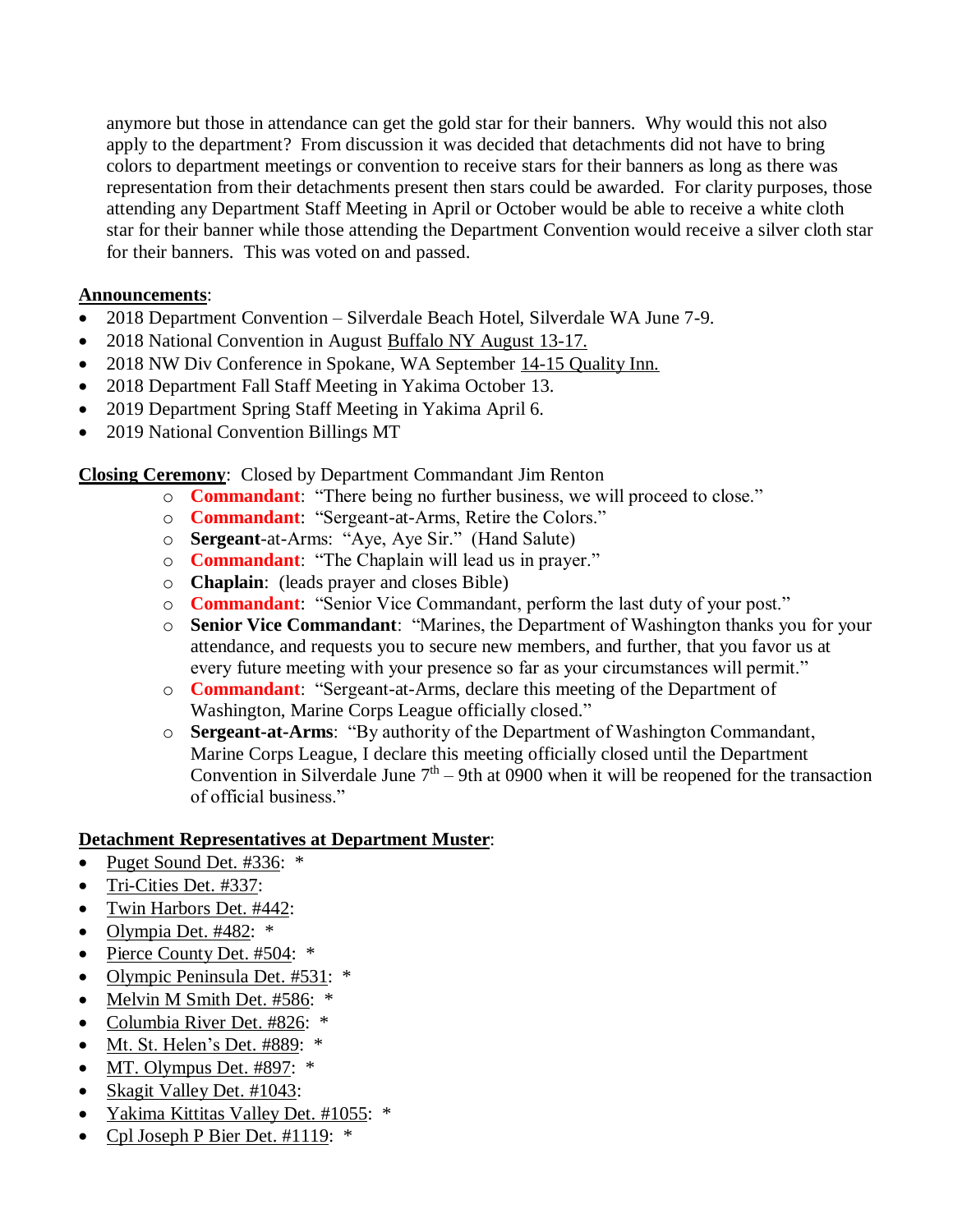anymore but those in attendance can get the gold star for their banners. Why would this not also apply to the department? From discussion it was decided that detachments did not have to bring colors to department meetings or convention to receive stars for their banners as long as there was representation from their detachments present then stars could be awarded. For clarity purposes, those attending any Department Staff Meeting in April or October would be able to receive a white cloth star for their banner while those attending the Department Convention would receive a silver cloth star for their banners. This was voted on and passed.

**Announcements**:

- 2018 Department Convention – Silverdale Beach Hotel, Silverdale WA June 7-9.
- 2018 National Convention in August Buffalo NY August 13-17.
- 2018 NW Div Conference in Spokane, WA September 14-15 Quality Inn.
- 2018 Department Fall Staff Meeting in Yakima October 13.
- 2019 Department Spring Staff Meeting in Yakima April 6.
- 2019 National Convention Billings MT

**Closing Ceremony**: Closed by Department Commandant Jim Renton

- **Commandant**: "There being no further business, we will proceed to close."
- **Commandant**: "Sergeant-at-Arms, Retire the Colors."
- **Sergeant**-at-Arms: "Aye, Aye Sir." (Hand Salute)
- **Commandant**: "The Chaplain will lead us in prayer."
- **Chaplain**: (leads prayer and closes Bible)
- **Commandant**: "Senior Vice Commandant, perform the last duty of your post."
- **Senior Vice Commandant**: "Marines, the Department of Washington thanks you for your attendance, and requests you to secure new members, and further, that you favor us at every future meeting with your presence so far as your circumstances will permit."
- **Commandant**: "Sergeant-at-Arms, declare this meeting of the Department of Washington, Marine Corps League officially closed."
- **Sergeant-at-Arms**: "By authority of the Department of Washington Commandant, Marine Corps League, I declare this meeting officially closed until the Department Convention in Silverdale June 7th – 9th at 0900 when it will be reopened for the transaction of official business."

**Detachment Representatives at Department Muster**:

- Puget Sound Det. #336: *
- Tri-Cities Det. #337:
- Twin Harbors Det. #442:
- Olympia Det. #482: *
- Pierce County Det. #504: *
- Olympic Peninsula Det. #531: *
- Melvin M Smith Det. #586: *
- Columbia River Det. #826: *
- Mt. St. Helen's Det. #889: *
- MT. Olympus Det. #897: *
- Skagit Valley Det. #1043:
- Yakima Kittitas Valley Det. #1055: *
- Cpl Joseph P Bier Det. #1119: *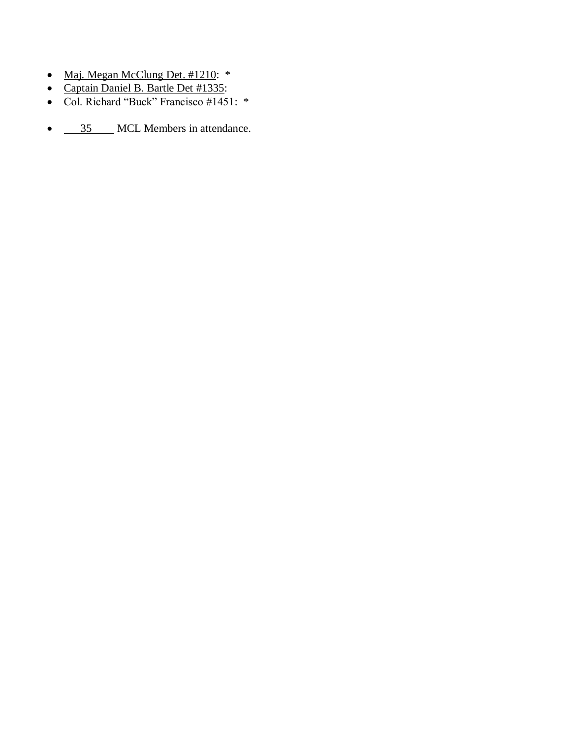- Maj. Megan McClung Det. #1210: *
- Captain Daniel B. Bartle Det #1335:
- Col. Richard “Buck” Francisco #1451: *

- 35 MCL Members in attendance.